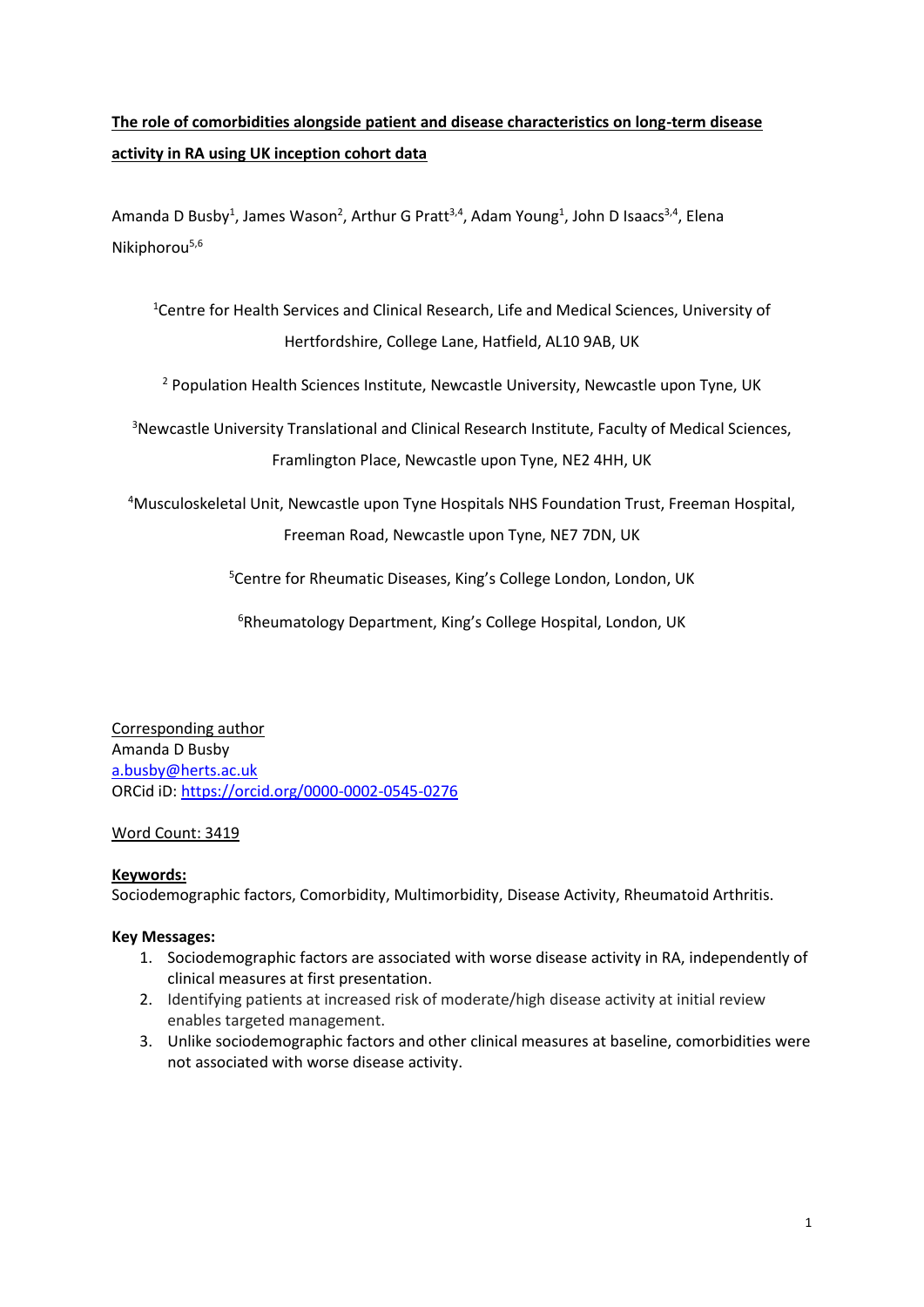**The role of comorbidities alongside patient and disease characteristics on long-term disease activity in RA using UK inception cohort data**

Amanda D Busby[1], James Wason[2], Arthur G Pratt[3,4], Adam Young[1], John D Isaacs[3,4], Elena Nikiphorou[5,6]

[1]Centre for Health Services and Clinical Research, Life and Medical Sciences, University of Hertfordshire, College Lane, Hatfield, AL10 9AB, UK

[2] Population Health Sciences Institute, Newcastle University, Newcastle upon Tyne, UK

[3]Newcastle University Translational and Clinical Research Institute, Faculty of Medical Sciences, Framlington Place, Newcastle upon Tyne, NE2 4HH, UK

[4]Musculoskeletal Unit, Newcastle upon Tyne Hospitals NHS Foundation Trust, Freeman Hospital, Freeman Road, Newcastle upon Tyne, NE7 7DN, UK

[5]Centre for Rheumatic Diseases, King's College London, London, UK

[6]Rheumatology Department, King's College Hospital, London, UK

Corresponding author
Amanda D Busby
a.busby@herts.ac.uk
ORCid iD: https://orcid.org/0000-0002-0545-0276

Word Count: 3419

**Keywords:**
Sociodemographic factors, Comorbidity, Multimorbidity, Disease Activity, Rheumatoid Arthritis.

**Key Messages:**

1. Sociodemographic factors are associated with worse disease activity in RA, independently of clinical measures at first presentation.
2. Identifying patients at increased risk of moderate/high disease activity at initial review enables targeted management.
3. Unlike sociodemographic factors and other clinical measures at baseline, comorbidities were not associated with worse disease activity.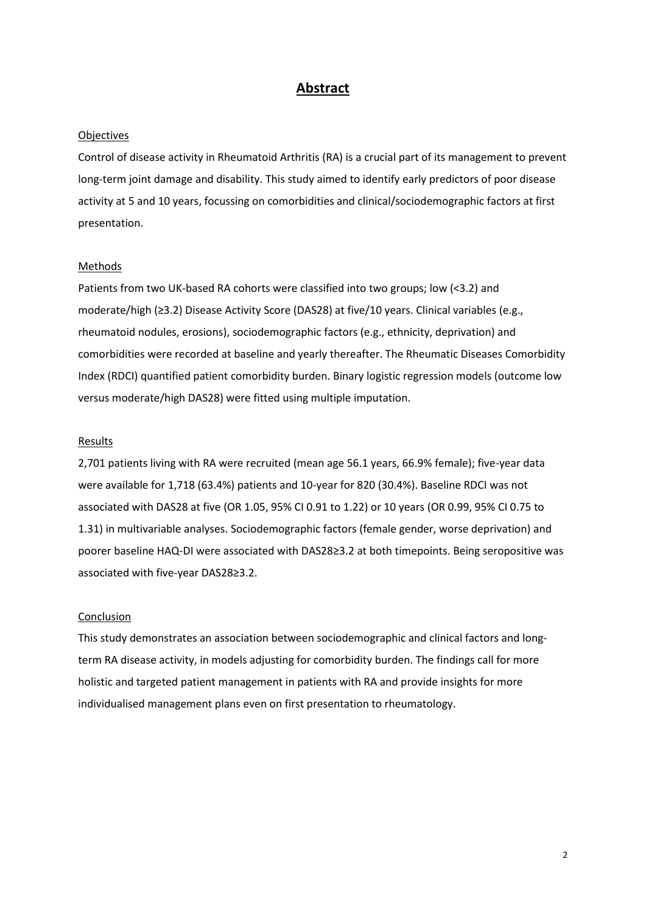# Abstract

## Objectives

Control of disease activity in Rheumatoid Arthritis (RA) is a crucial part of its management to prevent long-term joint damage and disability. This study aimed to identify early predictors of poor disease activity at 5 and 10 years, focussing on comorbidities and clinical/sociodemographic factors at first presentation.

## Methods

Patients from two UK-based RA cohorts were classified into two groups; low (<3.2) and moderate/high (≥3.2) Disease Activity Score (DAS28) at five/10 years. Clinical variables (e.g., rheumatoid nodules, erosions), sociodemographic factors (e.g., ethnicity, deprivation) and comorbidities were recorded at baseline and yearly thereafter. The Rheumatic Diseases Comorbidity Index (RDCI) quantified patient comorbidity burden. Binary logistic regression models (outcome low versus moderate/high DAS28) were fitted using multiple imputation.

## Results

2,701 patients living with RA were recruited (mean age 56.1 years, 66.9% female); five-year data were available for 1,718 (63.4%) patients and 10-year for 820 (30.4%). Baseline RDCI was not associated with DAS28 at five (OR 1.05, 95% CI 0.91 to 1.22) or 10 years (OR 0.99, 95% CI 0.75 to 1.31) in multivariable analyses. Sociodemographic factors (female gender, worse deprivation) and poorer baseline HAQ-DI were associated with DAS28≥3.2 at both timepoints. Being seropositive was associated with five-year DAS28≥3.2.

## Conclusion

This study demonstrates an association between sociodemographic and clinical factors and long-term RA disease activity, in models adjusting for comorbidity burden. The findings call for more holistic and targeted patient management in patients with RA and provide insights for more individualised management plans even on first presentation to rheumatology.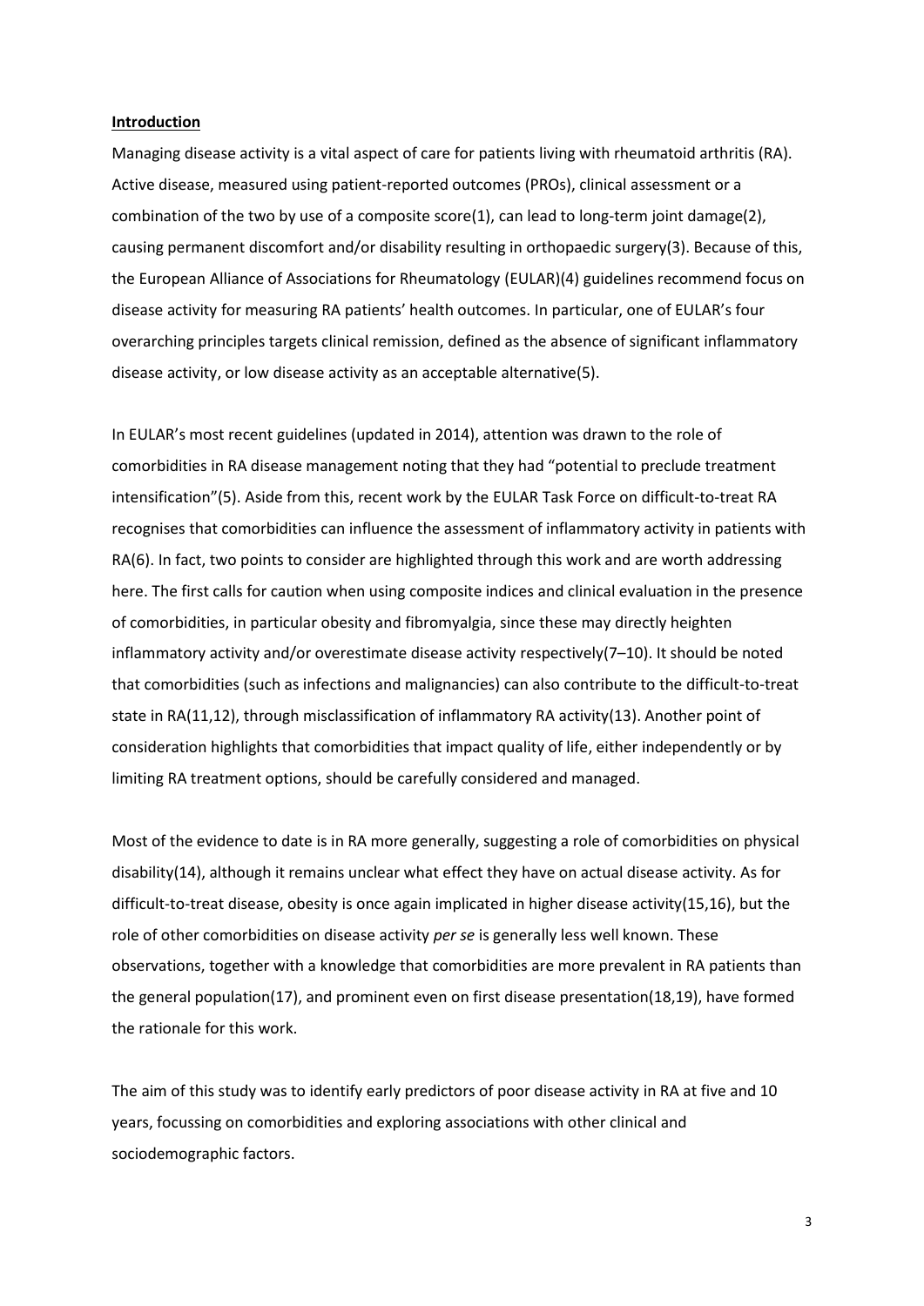## **Introduction**

Managing disease activity is a vital aspect of care for patients living with rheumatoid arthritis (RA). Active disease, measured using patient-reported outcomes (PROs), clinical assessment or a combination of the two by use of a composite score(1), can lead to long-term joint damage(2), causing permanent discomfort and/or disability resulting in orthopaedic surgery(3). Because of this, the European Alliance of Associations for Rheumatology (EULAR)(4) guidelines recommend focus on disease activity for measuring RA patients' health outcomes. In particular, one of EULAR's four overarching principles targets clinical remission, defined as the absence of significant inflammatory disease activity, or low disease activity as an acceptable alternative(5).

In EULAR's most recent guidelines (updated in 2014), attention was drawn to the role of comorbidities in RA disease management noting that they had "potential to preclude treatment intensification"(5). Aside from this, recent work by the EULAR Task Force on difficult-to-treat RA recognises that comorbidities can influence the assessment of inflammatory activity in patients with RA(6). In fact, two points to consider are highlighted through this work and are worth addressing here. The first calls for caution when using composite indices and clinical evaluation in the presence of comorbidities, in particular obesity and fibromyalgia, since these may directly heighten inflammatory activity and/or overestimate disease activity respectively(7–10). It should be noted that comorbidities (such as infections and malignancies) can also contribute to the difficult-to-treat state in RA(11,12), through misclassification of inflammatory RA activity(13). Another point of consideration highlights that comorbidities that impact quality of life, either independently or by limiting RA treatment options, should be carefully considered and managed.

Most of the evidence to date is in RA more generally, suggesting a role of comorbidities on physical disability(14), although it remains unclear what effect they have on actual disease activity. As for difficult-to-treat disease, obesity is once again implicated in higher disease activity(15,16), but the role of other comorbidities on disease activity *per se* is generally less well known. These observations, together with a knowledge that comorbidities are more prevalent in RA patients than the general population(17), and prominent even on first disease presentation(18,19), have formed the rationale for this work.

The aim of this study was to identify early predictors of poor disease activity in RA at five and 10 years, focussing on comorbidities and exploring associations with other clinical and sociodemographic factors.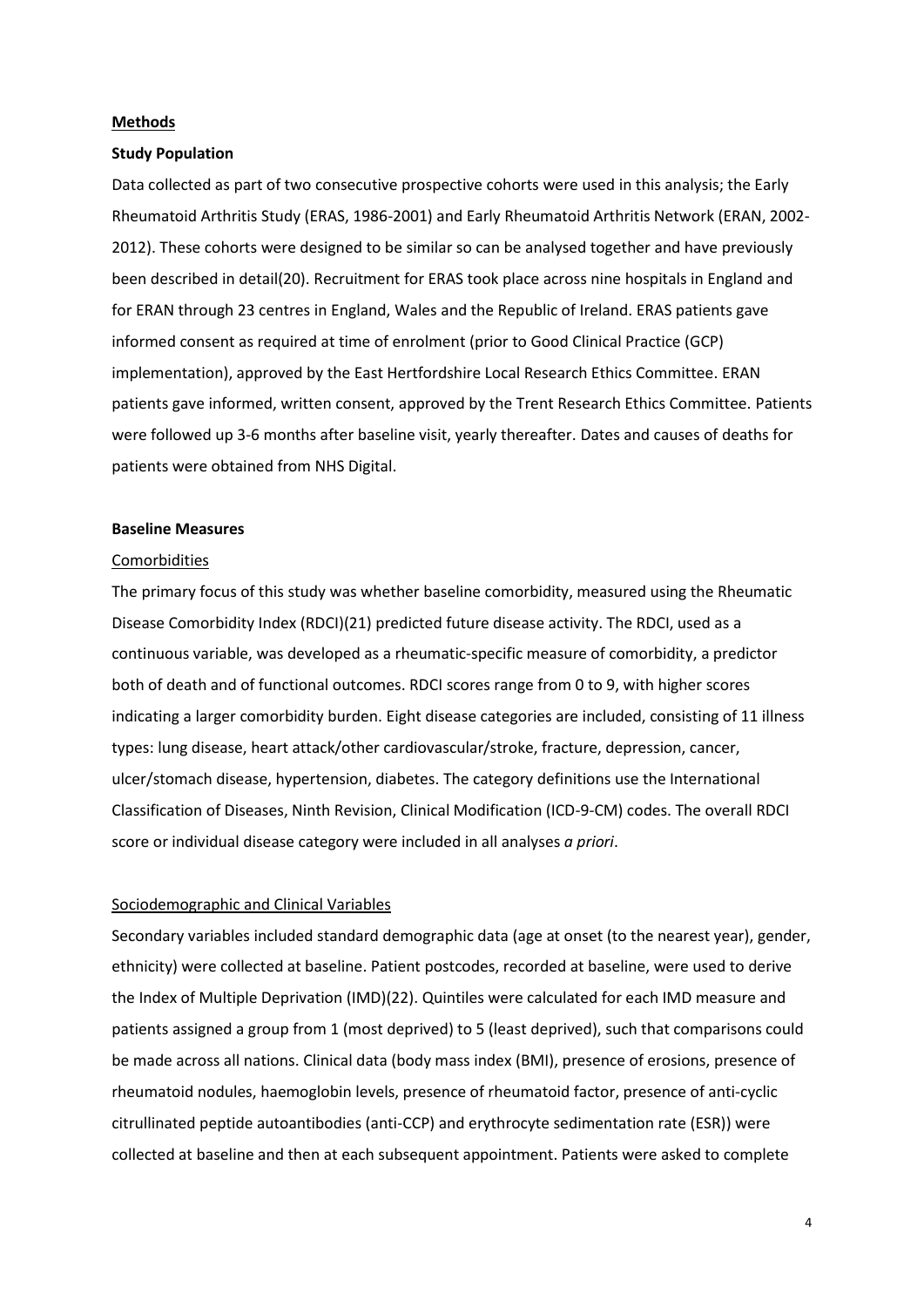## Methods

### Study Population

Data collected as part of two consecutive prospective cohorts were used in this analysis; the Early Rheumatoid Arthritis Study (ERAS, 1986-2001) and Early Rheumatoid Arthritis Network (ERAN, 2002-2012). These cohorts were designed to be similar so can be analysed together and have previously been described in detail(20). Recruitment for ERAS took place across nine hospitals in England and for ERAN through 23 centres in England, Wales and the Republic of Ireland. ERAS patients gave informed consent as required at time of enrolment (prior to Good Clinical Practice (GCP) implementation), approved by the East Hertfordshire Local Research Ethics Committee. ERAN patients gave informed, written consent, approved by the Trent Research Ethics Committee. Patients were followed up 3-6 months after baseline visit, yearly thereafter. Dates and causes of deaths for patients were obtained from NHS Digital.

### Baseline Measures

#### Comorbidities

The primary focus of this study was whether baseline comorbidity, measured using the Rheumatic Disease Comorbidity Index (RDCI)(21) predicted future disease activity. The RDCI, used as a continuous variable, was developed as a rheumatic-specific measure of comorbidity, a predictor both of death and of functional outcomes. RDCI scores range from 0 to 9, with higher scores indicating a larger comorbidity burden. Eight disease categories are included, consisting of 11 illness types: lung disease, heart attack/other cardiovascular/stroke, fracture, depression, cancer, ulcer/stomach disease, hypertension, diabetes. The category definitions use the International Classification of Diseases, Ninth Revision, Clinical Modification (ICD-9-CM) codes. The overall RDCI score or individual disease category were included in all analyses *a priori*.

#### Sociodemographic and Clinical Variables

Secondary variables included standard demographic data (age at onset (to the nearest year), gender, ethnicity) were collected at baseline. Patient postcodes, recorded at baseline, were used to derive the Index of Multiple Deprivation (IMD)(22). Quintiles were calculated for each IMD measure and patients assigned a group from 1 (most deprived) to 5 (least deprived), such that comparisons could be made across all nations. Clinical data (body mass index (BMI), presence of erosions, presence of rheumatoid nodules, haemoglobin levels, presence of rheumatoid factor, presence of anti-cyclic citrullinated peptide autoantibodies (anti-CCP) and erythrocyte sedimentation rate (ESR)) were collected at baseline and then at each subsequent appointment. Patients were asked to complete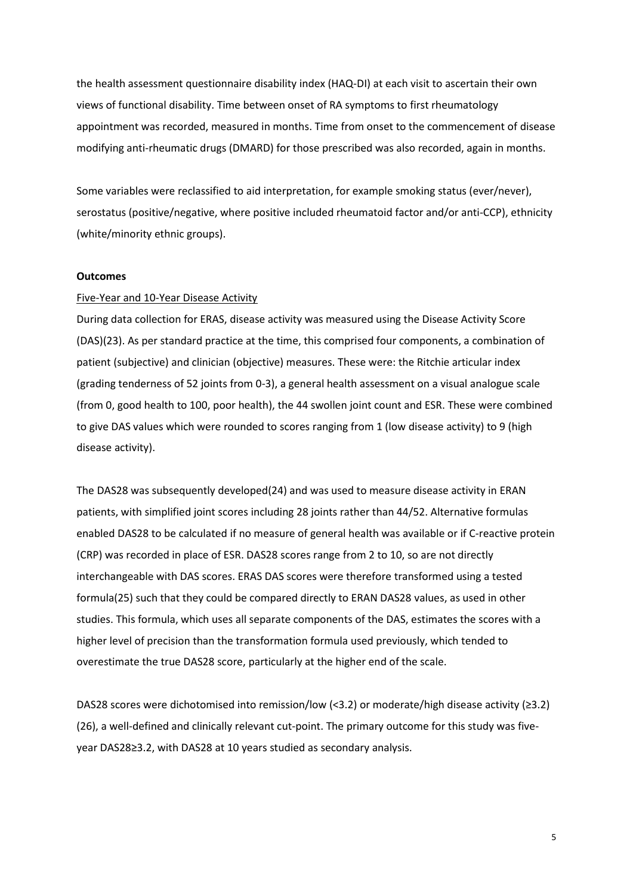the health assessment questionnaire disability index (HAQ-DI) at each visit to ascertain their own views of functional disability. Time between onset of RA symptoms to first rheumatology appointment was recorded, measured in months. Time from onset to the commencement of disease modifying anti-rheumatic drugs (DMARD) for those prescribed was also recorded, again in months.

Some variables were reclassified to aid interpretation, for example smoking status (ever/never), serostatus (positive/negative, where positive included rheumatoid factor and/or anti-CCP), ethnicity (white/minority ethnic groups).

**Outcomes**

Five-Year and 10-Year Disease Activity

During data collection for ERAS, disease activity was measured using the Disease Activity Score (DAS)(23). As per standard practice at the time, this comprised four components, a combination of patient (subjective) and clinician (objective) measures. These were: the Ritchie articular index (grading tenderness of 52 joints from 0-3), a general health assessment on a visual analogue scale (from 0, good health to 100, poor health), the 44 swollen joint count and ESR. These were combined to give DAS values which were rounded to scores ranging from 1 (low disease activity) to 9 (high disease activity).

The DAS28 was subsequently developed(24) and was used to measure disease activity in ERAN patients, with simplified joint scores including 28 joints rather than 44/52. Alternative formulas enabled DAS28 to be calculated if no measure of general health was available or if C-reactive protein (CRP) was recorded in place of ESR. DAS28 scores range from 2 to 10, so are not directly interchangeable with DAS scores. ERAS DAS scores were therefore transformed using a tested formula(25) such that they could be compared directly to ERAN DAS28 values, as used in other studies. This formula, which uses all separate components of the DAS, estimates the scores with a higher level of precision than the transformation formula used previously, which tended to overestimate the true DAS28 score, particularly at the higher end of the scale.

DAS28 scores were dichotomised into remission/low ($<3.2$) or moderate/high disease activity ($\geq 3.2$) (26), a well-defined and clinically relevant cut-point. The primary outcome for this study was five-year DAS28$\geq$3.2, with DAS28 at 10 years studied as secondary analysis.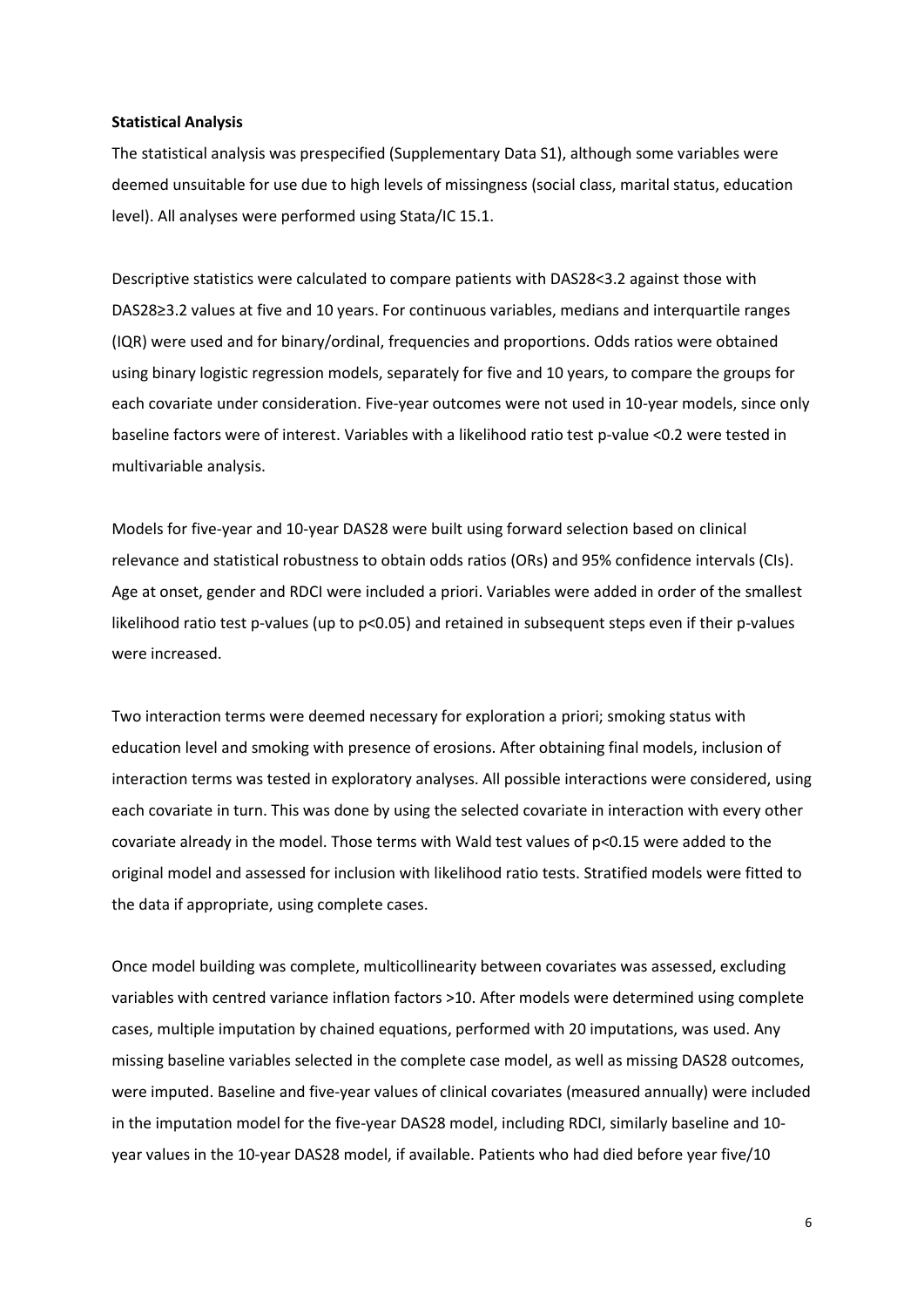**Statistical Analysis**

The statistical analysis was prespecified (Supplementary Data S1), although some variables were deemed unsuitable for use due to high levels of missingness (social class, marital status, education level). All analyses were performed using Stata/IC 15.1.

Descriptive statistics were calculated to compare patients with DAS28<3.2 against those with DAS28≥3.2 values at five and 10 years. For continuous variables, medians and interquartile ranges (IQR) were used and for binary/ordinal, frequencies and proportions. Odds ratios were obtained using binary logistic regression models, separately for five and 10 years, to compare the groups for each covariate under consideration. Five-year outcomes were not used in 10-year models, since only baseline factors were of interest. Variables with a likelihood ratio test p-value <0.2 were tested in multivariable analysis.

Models for five-year and 10-year DAS28 were built using forward selection based on clinical relevance and statistical robustness to obtain odds ratios (ORs) and 95% confidence intervals (CIs). Age at onset, gender and RDCI were included a priori. Variables were added in order of the smallest likelihood ratio test p-values (up to p<0.05) and retained in subsequent steps even if their p-values were increased.

Two interaction terms were deemed necessary for exploration a priori; smoking status with education level and smoking with presence of erosions. After obtaining final models, inclusion of interaction terms was tested in exploratory analyses. All possible interactions were considered, using each covariate in turn. This was done by using the selected covariate in interaction with every other covariate already in the model. Those terms with Wald test values of p<0.15 were added to the original model and assessed for inclusion with likelihood ratio tests. Stratified models were fitted to the data if appropriate, using complete cases.

Once model building was complete, multicollinearity between covariates was assessed, excluding variables with centred variance inflation factors >10. After models were determined using complete cases, multiple imputation by chained equations, performed with 20 imputations, was used. Any missing baseline variables selected in the complete case model, as well as missing DAS28 outcomes, were imputed. Baseline and five-year values of clinical covariates (measured annually) were included in the imputation model for the five-year DAS28 model, including RDCI, similarly baseline and 10-year values in the 10-year DAS28 model, if available. Patients who had died before year five/10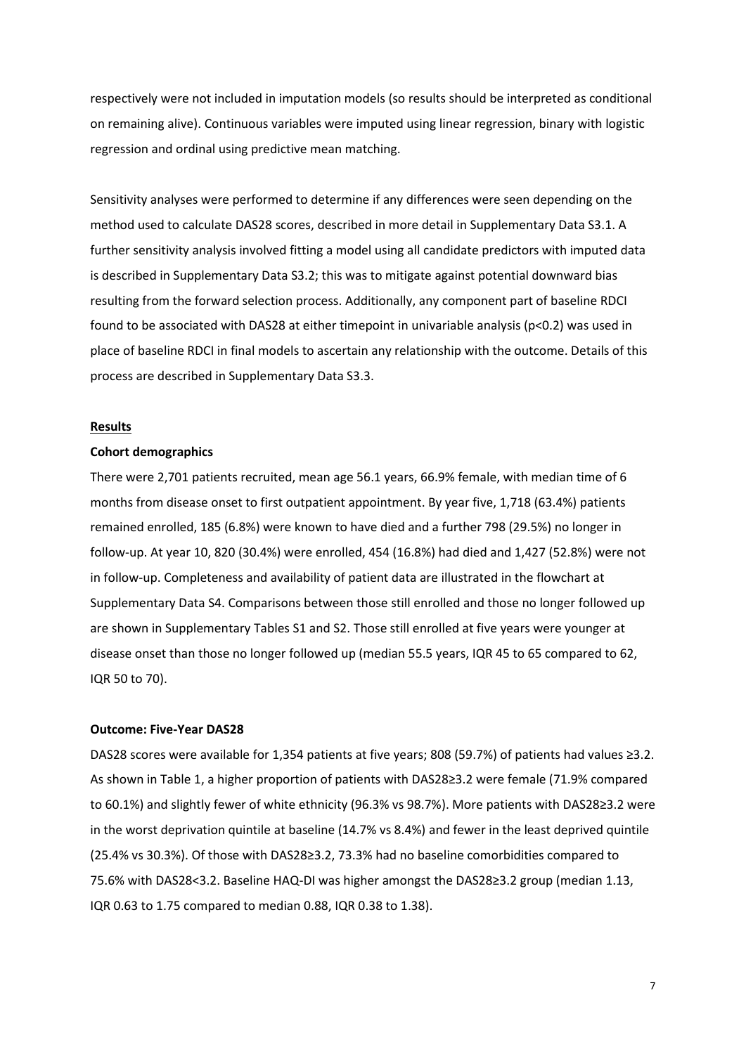respectively were not included in imputation models (so results should be interpreted as conditional on remaining alive). Continuous variables were imputed using linear regression, binary with logistic regression and ordinal using predictive mean matching.

Sensitivity analyses were performed to determine if any differences were seen depending on the method used to calculate DAS28 scores, described in more detail in Supplementary Data S3.1. A further sensitivity analysis involved fitting a model using all candidate predictors with imputed data is described in Supplementary Data S3.2; this was to mitigate against potential downward bias resulting from the forward selection process. Additionally, any component part of baseline RDCI found to be associated with DAS28 at either timepoint in univariable analysis ($p<0.2$) was used in place of baseline RDCI in final models to ascertain any relationship with the outcome. Details of this process are described in Supplementary Data S3.3.

## Results

### Cohort demographics

There were 2,701 patients recruited, mean age 56.1 years, 66.9% female, with median time of 6 months from disease onset to first outpatient appointment. By year five, 1,718 (63.4%) patients remained enrolled, 185 (6.8%) were known to have died and a further 798 (29.5%) no longer in follow-up. At year 10, 820 (30.4%) were enrolled, 454 (16.8%) had died and 1,427 (52.8%) were not in follow-up. Completeness and availability of patient data are illustrated in the flowchart at Supplementary Data S4. Comparisons between those still enrolled and those no longer followed up are shown in Supplementary Tables S1 and S2. Those still enrolled at five years were younger at disease onset than those no longer followed up (median 55.5 years, IQR 45 to 65 compared to 62, IQR 50 to 70).

### Outcome: Five-Year DAS28

DAS28 scores were available for 1,354 patients at five years; 808 (59.7%) of patients had values ≥3.2. As shown in Table 1, a higher proportion of patients with DAS28≥3.2 were female (71.9% compared to 60.1%) and slightly fewer of white ethnicity (96.3% vs 98.7%). More patients with DAS28≥3.2 were in the worst deprivation quintile at baseline (14.7% vs 8.4%) and fewer in the least deprived quintile (25.4% vs 30.3%). Of those with DAS28≥3.2, 73.3% had no baseline comorbidities compared to 75.6% with DAS28<3.2. Baseline HAQ-DI was higher amongst the DAS28≥3.2 group (median 1.13, IQR 0.63 to 1.75 compared to median 0.88, IQR 0.38 to 1.38).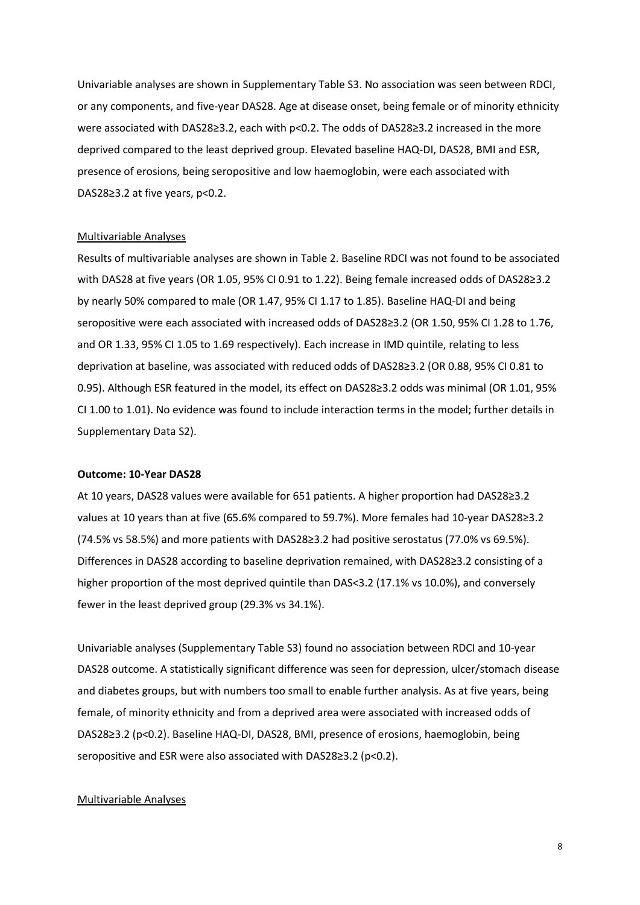Univariable analyses are shown in Supplementary Table S3. No association was seen between RDCI, or any components, and five-year DAS28. Age at disease onset, being female or of minority ethnicity were associated with DAS28≥3.2, each with $p<0.2$. The odds of DAS28≥3.2 increased in the more deprived compared to the least deprived group. Elevated baseline HAQ-DI, DAS28, BMI and ESR, presence of erosions, being seropositive and low haemoglobin, were each associated with DAS28≥3.2 at five years, $p<0.2$.

<u>Multivariable Analyses</u>

Results of multivariable analyses are shown in Table 2. Baseline RDCI was not found to be associated with DAS28 at five years (OR 1.05, 95% CI 0.91 to 1.22). Being female increased odds of DAS28≥3.2 by nearly 50% compared to male (OR 1.47, 95% CI 1.17 to 1.85). Baseline HAQ-DI and being seropositive were each associated with increased odds of DAS28≥3.2 (OR 1.50, 95% CI 1.28 to 1.76, and OR 1.33, 95% CI 1.05 to 1.69 respectively). Each increase in IMD quintile, relating to less deprivation at baseline, was associated with reduced odds of DAS28≥3.2 (OR 0.88, 95% CI 0.81 to 0.95). Although ESR featured in the model, its effect on DAS28≥3.2 odds was minimal (OR 1.01, 95% CI 1.00 to 1.01). No evidence was found to include interaction terms in the model; further details in Supplementary Data S2).

**Outcome: 10-Year DAS28**

At 10 years, DAS28 values were available for 651 patients. A higher proportion had DAS28≥3.2 values at 10 years than at five (65.6% compared to 59.7%). More females had 10-year DAS28≥3.2 (74.5% vs 58.5%) and more patients with DAS28≥3.2 had positive serostatus (77.0% vs 69.5%). Differences in DAS28 according to baseline deprivation remained, with DAS28≥3.2 consisting of a higher proportion of the most deprived quintile than DAS<3.2 (17.1% vs 10.0%), and conversely fewer in the least deprived group (29.3% vs 34.1%).

Univariable analyses (Supplementary Table S3) found no association between RDCI and 10-year DAS28 outcome. A statistically significant difference was seen for depression, ulcer/stomach disease and diabetes groups, but with numbers too small to enable further analysis. As at five years, being female, of minority ethnicity and from a deprived area were associated with increased odds of DAS28≥3.2 ($p<0.2$). Baseline HAQ-DI, DAS28, BMI, presence of erosions, haemoglobin, being seropositive and ESR were also associated with DAS28≥3.2 ($p<0.2$).

<u>Multivariable Analyses</u>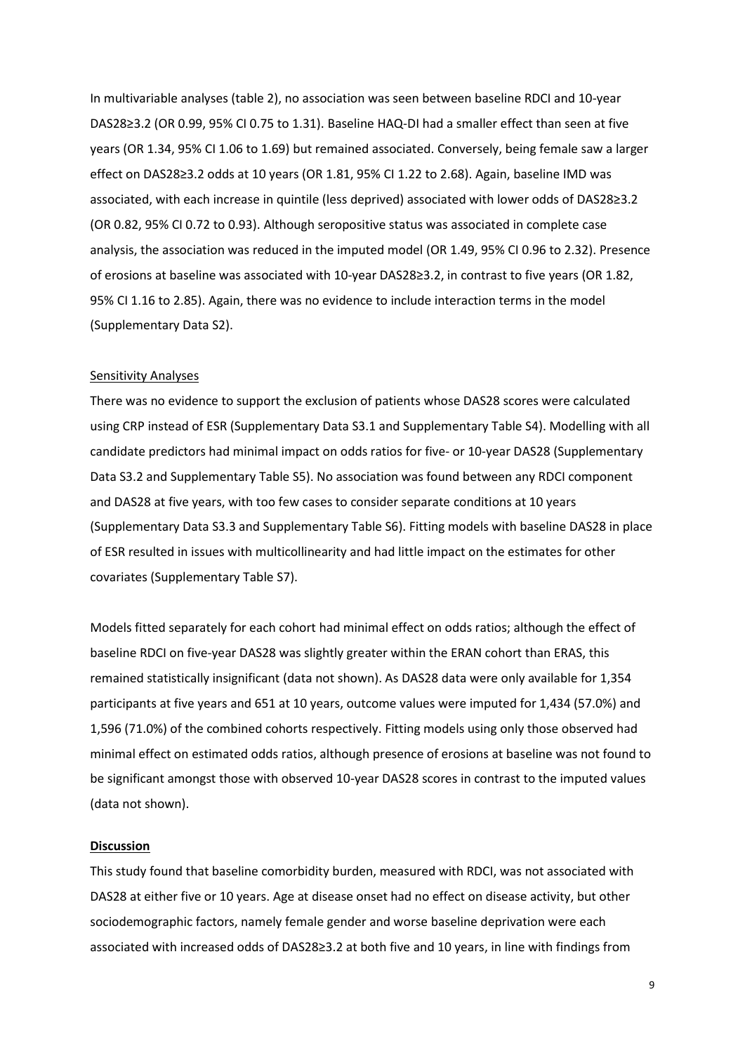In multivariable analyses (table 2), no association was seen between baseline RDCI and 10-year DAS28≥3.2 (OR 0.99, 95% CI 0.75 to 1.31). Baseline HAQ-DI had a smaller effect than seen at five years (OR 1.34, 95% CI 1.06 to 1.69) but remained associated. Conversely, being female saw a larger effect on DAS28≥3.2 odds at 10 years (OR 1.81, 95% CI 1.22 to 2.68). Again, baseline IMD was associated, with each increase in quintile (less deprived) associated with lower odds of DAS28≥3.2 (OR 0.82, 95% CI 0.72 to 0.93). Although seropositive status was associated in complete case analysis, the association was reduced in the imputed model (OR 1.49, 95% CI 0.96 to 2.32). Presence of erosions at baseline was associated with 10-year DAS28≥3.2, in contrast to five years (OR 1.82, 95% CI 1.16 to 2.85). Again, there was no evidence to include interaction terms in the model (Supplementary Data S2).

### Sensitivity Analyses

There was no evidence to support the exclusion of patients whose DAS28 scores were calculated using CRP instead of ESR (Supplementary Data S3.1 and Supplementary Table S4). Modelling with all candidate predictors had minimal impact on odds ratios for five- or 10-year DAS28 (Supplementary Data S3.2 and Supplementary Table S5). No association was found between any RDCI component and DAS28 at five years, with too few cases to consider separate conditions at 10 years (Supplementary Data S3.3 and Supplementary Table S6). Fitting models with baseline DAS28 in place of ESR resulted in issues with multicollinearity and had little impact on the estimates for other covariates (Supplementary Table S7).

Models fitted separately for each cohort had minimal effect on odds ratios; although the effect of baseline RDCI on five-year DAS28 was slightly greater within the ERAN cohort than ERAS, this remained statistically insignificant (data not shown). As DAS28 data were only available for 1,354 participants at five years and 651 at 10 years, outcome values were imputed for 1,434 (57.0%) and 1,596 (71.0%) of the combined cohorts respectively. Fitting models using only those observed had minimal effect on estimated odds ratios, although presence of erosions at baseline was not found to be significant amongst those with observed 10-year DAS28 scores in contrast to the imputed values (data not shown).

## Discussion

This study found that baseline comorbidity burden, measured with RDCI, was not associated with DAS28 at either five or 10 years. Age at disease onset had no effect on disease activity, but other sociodemographic factors, namely female gender and worse baseline deprivation were each associated with increased odds of DAS28≥3.2 at both five and 10 years, in line with findings from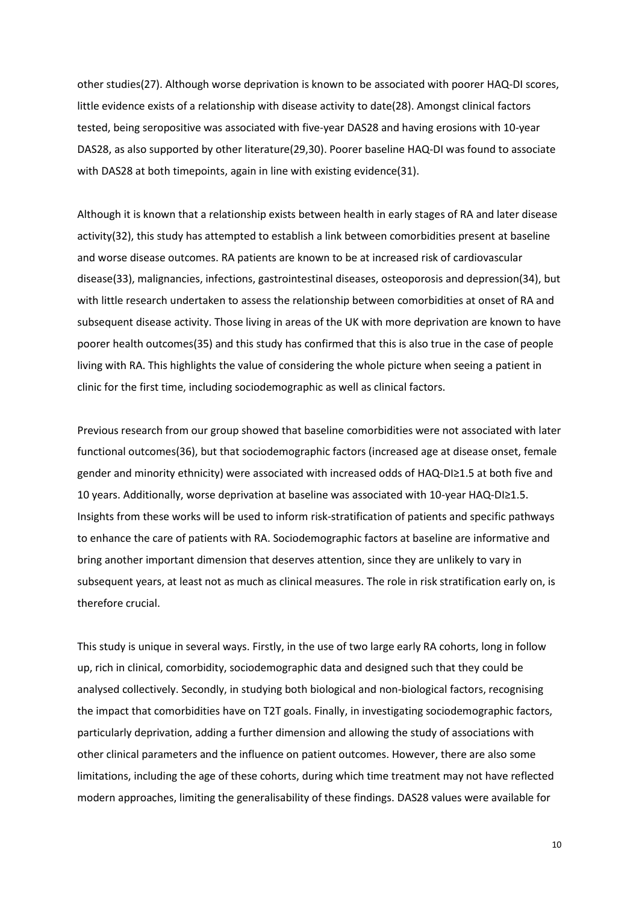other studies(27). Although worse deprivation is known to be associated with poorer HAQ-DI scores, little evidence exists of a relationship with disease activity to date(28). Amongst clinical factors tested, being seropositive was associated with five-year DAS28 and having erosions with 10-year DAS28, as also supported by other literature(29,30). Poorer baseline HAQ-DI was found to associate with DAS28 at both timepoints, again in line with existing evidence(31).

Although it is known that a relationship exists between health in early stages of RA and later disease activity(32), this study has attempted to establish a link between comorbidities present at baseline and worse disease outcomes. RA patients are known to be at increased risk of cardiovascular disease(33), malignancies, infections, gastrointestinal diseases, osteoporosis and depression(34), but with little research undertaken to assess the relationship between comorbidities at onset of RA and subsequent disease activity. Those living in areas of the UK with more deprivation are known to have poorer health outcomes(35) and this study has confirmed that this is also true in the case of people living with RA. This highlights the value of considering the whole picture when seeing a patient in clinic for the first time, including sociodemographic as well as clinical factors.

Previous research from our group showed that baseline comorbidities were not associated with later functional outcomes(36), but that sociodemographic factors (increased age at disease onset, female gender and minority ethnicity) were associated with increased odds of HAQ-DI≥1.5 at both five and 10 years. Additionally, worse deprivation at baseline was associated with 10-year HAQ-DI≥1.5. Insights from these works will be used to inform risk-stratification of patients and specific pathways to enhance the care of patients with RA. Sociodemographic factors at baseline are informative and bring another important dimension that deserves attention, since they are unlikely to vary in subsequent years, at least not as much as clinical measures. The role in risk stratification early on, is therefore crucial.

This study is unique in several ways. Firstly, in the use of two large early RA cohorts, long in follow up, rich in clinical, comorbidity, sociodemographic data and designed such that they could be analysed collectively. Secondly, in studying both biological and non-biological factors, recognising the impact that comorbidities have on T2T goals. Finally, in investigating sociodemographic factors, particularly deprivation, adding a further dimension and allowing the study of associations with other clinical parameters and the influence on patient outcomes. However, there are also some limitations, including the age of these cohorts, during which time treatment may not have reflected modern approaches, limiting the generalisability of these findings. DAS28 values were available for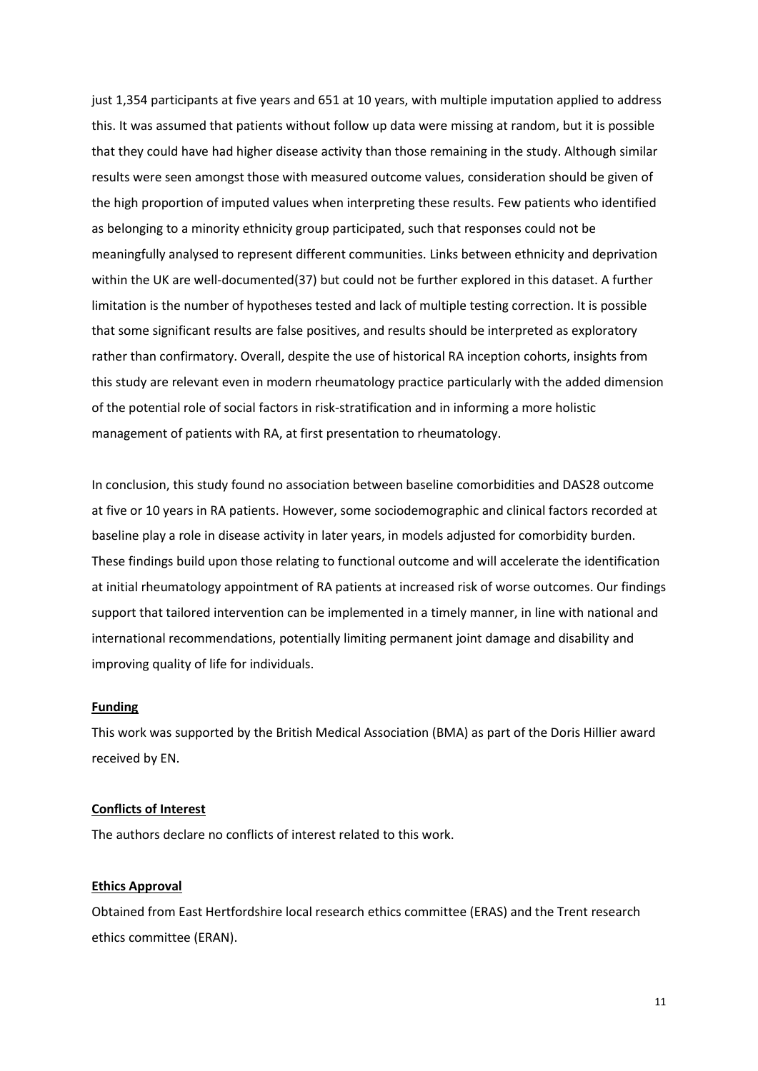just 1,354 participants at five years and 651 at 10 years, with multiple imputation applied to address this. It was assumed that patients without follow up data were missing at random, but it is possible that they could have had higher disease activity than those remaining in the study. Although similar results were seen amongst those with measured outcome values, consideration should be given of the high proportion of imputed values when interpreting these results. Few patients who identified as belonging to a minority ethnicity group participated, such that responses could not be meaningfully analysed to represent different communities. Links between ethnicity and deprivation within the UK are well-documented(37) but could not be further explored in this dataset. A further limitation is the number of hypotheses tested and lack of multiple testing correction. It is possible that some significant results are false positives, and results should be interpreted as exploratory rather than confirmatory. Overall, despite the use of historical RA inception cohorts, insights from this study are relevant even in modern rheumatology practice particularly with the added dimension of the potential role of social factors in risk-stratification and in informing a more holistic management of patients with RA, at first presentation to rheumatology.

In conclusion, this study found no association between baseline comorbidities and DAS28 outcome at five or 10 years in RA patients. However, some sociodemographic and clinical factors recorded at baseline play a role in disease activity in later years, in models adjusted for comorbidity burden. These findings build upon those relating to functional outcome and will accelerate the identification at initial rheumatology appointment of RA patients at increased risk of worse outcomes. Our findings support that tailored intervention can be implemented in a timely manner, in line with national and international recommendations, potentially limiting permanent joint damage and disability and improving quality of life for individuals.

## Funding

This work was supported by the British Medical Association (BMA) as part of the Doris Hillier award received by EN.

## Conflicts of Interest

The authors declare no conflicts of interest related to this work.

## Ethics Approval

Obtained from East Hertfordshire local research ethics committee (ERAS) and the Trent research ethics committee (ERAN).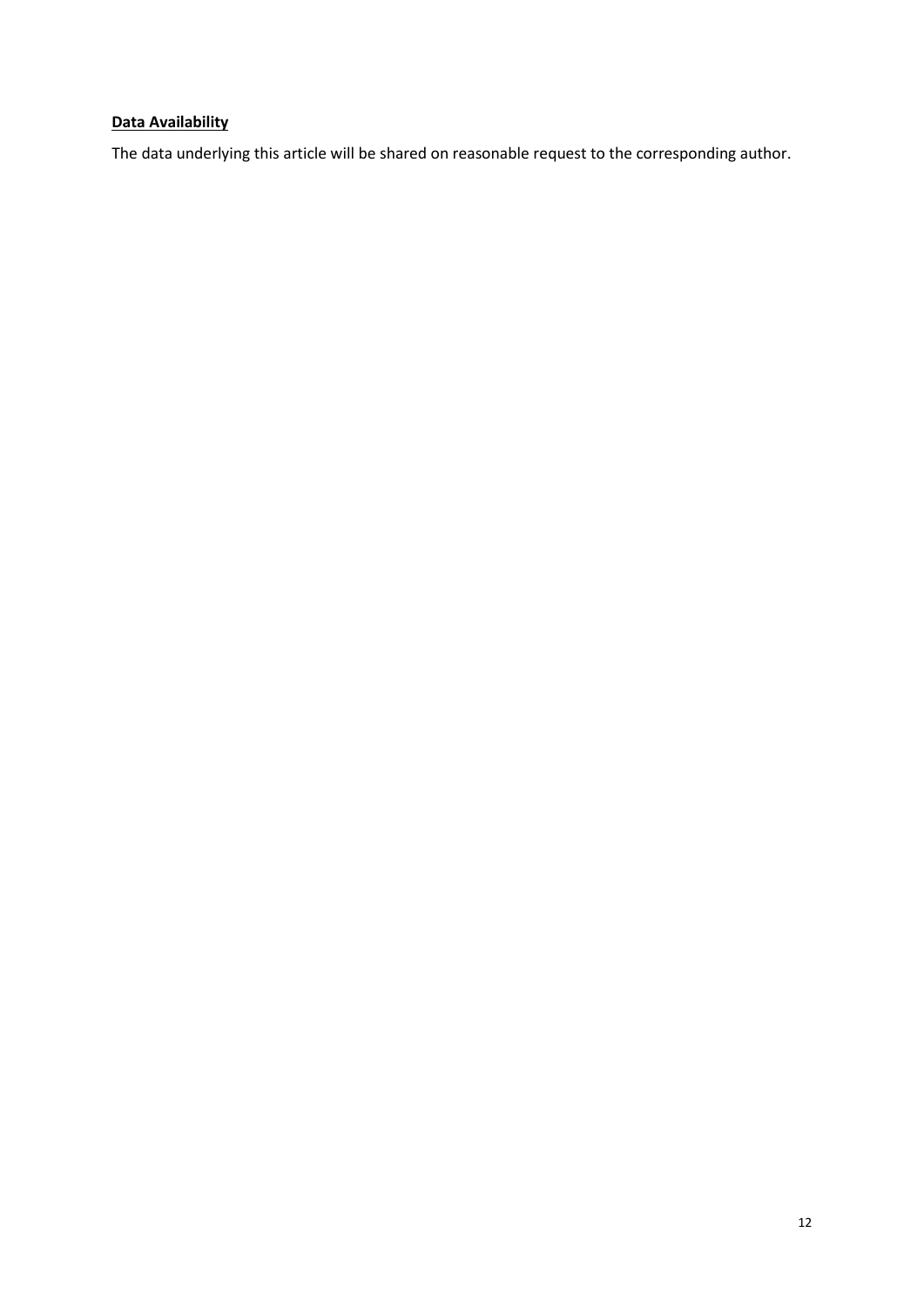**Data Availability**

The data underlying this article will be shared on reasonable request to the corresponding author.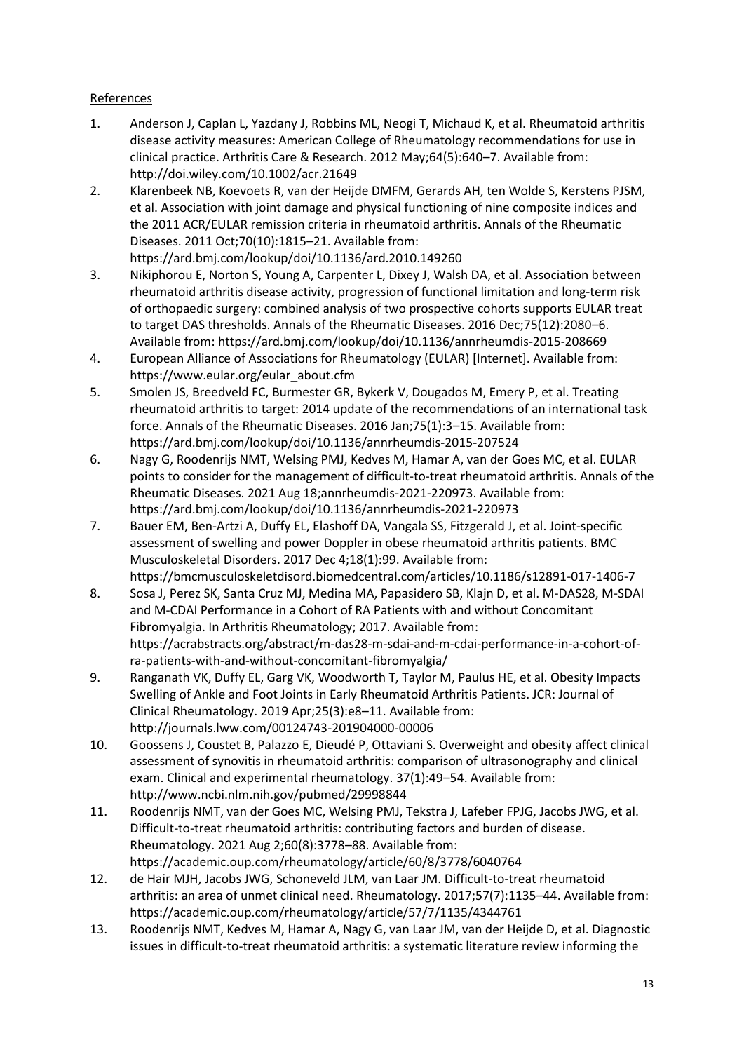References

1. Anderson J, Caplan L, Yazdany J, Robbins ML, Neogi T, Michaud K, et al. Rheumatoid arthritis disease activity measures: American College of Rheumatology recommendations for use in clinical practice. Arthritis Care & Research. 2012 May;64(5):640–7. Available from: http://doi.wiley.com/10.1002/acr.21649
2. Klarenbeek NB, Koevoets R, van der Heijde DMFM, Gerards AH, ten Wolde S, Kerstens PJSM, et al. Association with joint damage and physical functioning of nine composite indices and the 2011 ACR/EULAR remission criteria in rheumatoid arthritis. Annals of the Rheumatic Diseases. 2011 Oct;70(10):1815–21. Available from: https://ard.bmj.com/lookup/doi/10.1136/ard.2010.149260
3. Nikiphorou E, Norton S, Young A, Carpenter L, Dixey J, Walsh DA, et al. Association between rheumatoid arthritis disease activity, progression of functional limitation and long-term risk of orthopaedic surgery: combined analysis of two prospective cohorts supports EULAR treat to target DAS thresholds. Annals of the Rheumatic Diseases. 2016 Dec;75(12):2080–6. Available from: https://ard.bmj.com/lookup/doi/10.1136/annrheumdis-2015-208669
4. European Alliance of Associations for Rheumatology (EULAR) [Internet]. Available from: https://www.eular.org/eular_about.cfm
5. Smolen JS, Breedveld FC, Burmester GR, Bykerk V, Dougados M, Emery P, et al. Treating rheumatoid arthritis to target: 2014 update of the recommendations of an international task force. Annals of the Rheumatic Diseases. 2016 Jan;75(1):3–15. Available from: https://ard.bmj.com/lookup/doi/10.1136/annrheumdis-2015-207524
6. Nagy G, Roodenrijs NMT, Welsing PMJ, Kedves M, Hamar A, van der Goes MC, et al. EULAR points to consider for the management of difficult-to-treat rheumatoid arthritis. Annals of the Rheumatic Diseases. 2021 Aug 18;annrheumdis-2021-220973. Available from: https://ard.bmj.com/lookup/doi/10.1136/annrheumdis-2021-220973
7. Bauer EM, Ben-Artzi A, Duffy EL, Elashoff DA, Vangala SS, Fitzgerald J, et al. Joint-specific assessment of swelling and power Doppler in obese rheumatoid arthritis patients. BMC Musculoskeletal Disorders. 2017 Dec 4;18(1):99. Available from: https://bmcmusculoskeletdisord.biomedcentral.com/articles/10.1186/s12891-017-1406-7
8. Sosa J, Perez SK, Santa Cruz MJ, Medina MA, Papasidero SB, Klajn D, et al. M-DAS28, M-SDAI and M-CDAI Performance in a Cohort of RA Patients with and without Concomitant Fibromyalgia. In Arthritis Rheumatology; 2017. Available from: https://acrabstracts.org/abstract/m-das28-m-sdai-and-m-cdai-performance-in-a-cohort-of-ra-patients-with-and-without-concomitant-fibromyalgia/
9. Ranganath VK, Duffy EL, Garg VK, Woodworth T, Taylor M, Paulus HE, et al. Obesity Impacts Swelling of Ankle and Foot Joints in Early Rheumatoid Arthritis Patients. JCR: Journal of Clinical Rheumatology. 2019 Apr;25(3):e8–11. Available from: http://journals.lww.com/00124743-201904000-00006
10. Goossens J, Coustet B, Palazzo E, Dieudé P, Ottaviani S. Overweight and obesity affect clinical assessment of synovitis in rheumatoid arthritis: comparison of ultrasonography and clinical exam. Clinical and experimental rheumatology. 37(1):49–54. Available from: http://www.ncbi.nlm.nih.gov/pubmed/29998844
11. Roodenrijs NMT, van der Goes MC, Welsing PMJ, Tekstra J, Lafeber FPJG, Jacobs JWG, et al. Difficult-to-treat rheumatoid arthritis: contributing factors and burden of disease. Rheumatology. 2021 Aug 2;60(8):3778–88. Available from: https://academic.oup.com/rheumatology/article/60/8/3778/6040764
12. de Hair MJH, Jacobs JWG, Schoneveld JLM, van Laar JM. Difficult-to-treat rheumatoid arthritis: an area of unmet clinical need. Rheumatology. 2017;57(7):1135–44. Available from: https://academic.oup.com/rheumatology/article/57/7/1135/4344761
13. Roodenrijs NMT, Kedves M, Hamar A, Nagy G, van Laar JM, van der Heijde D, et al. Diagnostic issues in difficult-to-treat rheumatoid arthritis: a systematic literature review informing the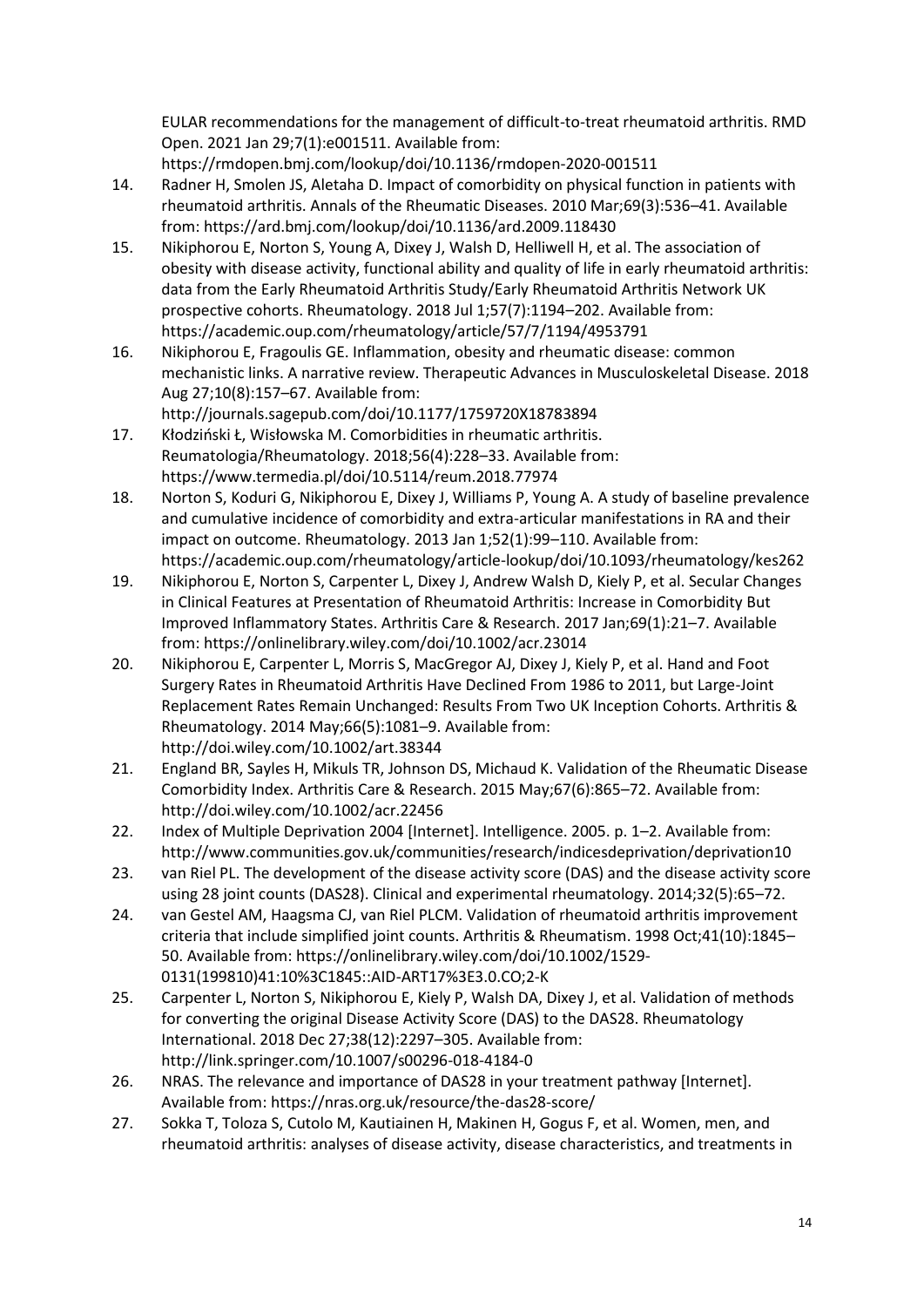EULAR recommendations for the management of difficult-to-treat rheumatoid arthritis. RMD Open. 2021 Jan 29;7(1):e001511. Available from: https://rmdopen.bmj.com/lookup/doi/10.1136/rmdopen-2020-001511

14. Radner H, Smolen JS, Aletaha D. Impact of comorbidity on physical function in patients with rheumatoid arthritis. Annals of the Rheumatic Diseases. 2010 Mar;69(3):536–41. Available from: https://ard.bmj.com/lookup/doi/10.1136/ard.2009.118430
15. Nikiphorou E, Norton S, Young A, Dixey J, Walsh D, Helliwell H, et al. The association of obesity with disease activity, functional ability and quality of life in early rheumatoid arthritis: data from the Early Rheumatoid Arthritis Study/Early Rheumatoid Arthritis Network UK prospective cohorts. Rheumatology. 2018 Jul 1;57(7):1194–202. Available from: https://academic.oup.com/rheumatology/article/57/7/1194/4953791
16. Nikiphorou E, Fragoulis GE. Inflammation, obesity and rheumatic disease: common mechanistic links. A narrative review. Therapeutic Advances in Musculoskeletal Disease. 2018 Aug 27;10(8):157–67. Available from: http://journals.sagepub.com/doi/10.1177/1759720X18783894
17. Kłodziński Ł, Wisłowska M. Comorbidities in rheumatic arthritis. Reumatologia/Rheumatology. 2018;56(4):228–33. Available from: https://www.termedia.pl/doi/10.5114/reum.2018.77974
18. Norton S, Koduri G, Nikiphorou E, Dixey J, Williams P, Young A. A study of baseline prevalence and cumulative incidence of comorbidity and extra-articular manifestations in RA and their impact on outcome. Rheumatology. 2013 Jan 1;52(1):99–110. Available from: https://academic.oup.com/rheumatology/article-lookup/doi/10.1093/rheumatology/kes262
19. Nikiphorou E, Norton S, Carpenter L, Dixey J, Andrew Walsh D, Kiely P, et al. Secular Changes in Clinical Features at Presentation of Rheumatoid Arthritis: Increase in Comorbidity But Improved Inflammatory States. Arthritis Care & Research. 2017 Jan;69(1):21–7. Available from: https://onlinelibrary.wiley.com/doi/10.1002/acr.23014
20. Nikiphorou E, Carpenter L, Morris S, MacGregor AJ, Dixey J, Kiely P, et al. Hand and Foot Surgery Rates in Rheumatoid Arthritis Have Declined From 1986 to 2011, but Large-Joint Replacement Rates Remain Unchanged: Results From Two UK Inception Cohorts. Arthritis & Rheumatology. 2014 May;66(5):1081–9. Available from: http://doi.wiley.com/10.1002/art.38344
21. England BR, Sayles H, Mikuls TR, Johnson DS, Michaud K. Validation of the Rheumatic Disease Comorbidity Index. Arthritis Care & Research. 2015 May;67(6):865–72. Available from: http://doi.wiley.com/10.1002/acr.22456
22. Index of Multiple Deprivation 2004 [Internet]. Intelligence. 2005. p. 1–2. Available from: http://www.communities.gov.uk/communities/research/indicesdeprivation/deprivation10
23. van Riel PL. The development of the disease activity score (DAS) and the disease activity score using 28 joint counts (DAS28). Clinical and experimental rheumatology. 2014;32(5):65–72.
24. van Gestel AM, Haagsma CJ, van Riel PLCM. Validation of rheumatoid arthritis improvement criteria that include simplified joint counts. Arthritis & Rheumatism. 1998 Oct;41(10):1845–50. Available from: https://onlinelibrary.wiley.com/doi/10.1002/1529-0131(199810)41:10%3C1845::AID-ART17%3E3.0.CO;2-K
25. Carpenter L, Norton S, Nikiphorou E, Kiely P, Walsh DA, Dixey J, et al. Validation of methods for converting the original Disease Activity Score (DAS) to the DAS28. Rheumatology International. 2018 Dec 27;38(12):2297–305. Available from: http://link.springer.com/10.1007/s00296-018-4184-0
26. NRAS. The relevance and importance of DAS28 in your treatment pathway [Internet]. Available from: https://nras.org.uk/resource/the-das28-score/
27. Sokka T, Toloza S, Cutolo M, Kautiainen H, Makinen H, Gogus F, et al. Women, men, and rheumatoid arthritis: analyses of disease activity, disease characteristics, and treatments in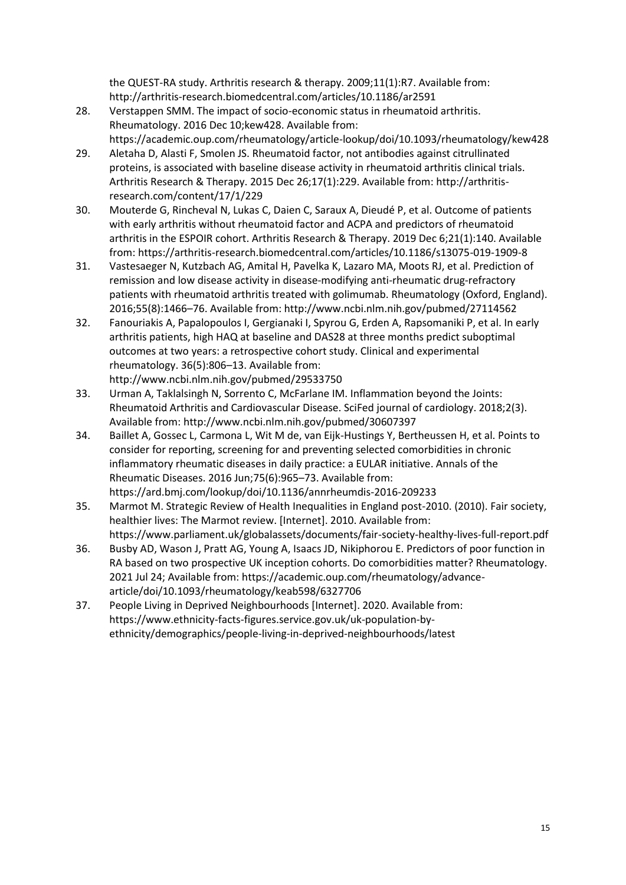the QUEST-RA study. Arthritis research & therapy. 2009;11(1):R7. Available from: http://arthritis-research.biomedcentral.com/articles/10.1186/ar2591

28. Verstappen SMM. The impact of socio-economic status in rheumatoid arthritis. Rheumatology. 2016 Dec 10;kew428. Available from: https://academic.oup.com/rheumatology/article-lookup/doi/10.1093/rheumatology/kew428
29. Aletaha D, Alasti F, Smolen JS. Rheumatoid factor, not antibodies against citrullinated proteins, is associated with baseline disease activity in rheumatoid arthritis clinical trials. Arthritis Research & Therapy. 2015 Dec 26;17(1):229. Available from: http://arthritis-research.com/content/17/1/229
30. Mouterde G, Rincheval N, Lukas C, Daien C, Saraux A, Dieudé P, et al. Outcome of patients with early arthritis without rheumatoid factor and ACPA and predictors of rheumatoid arthritis in the ESPOIR cohort. Arthritis Research & Therapy. 2019 Dec 6;21(1):140. Available from: https://arthritis-research.biomedcentral.com/articles/10.1186/s13075-019-1909-8
31. Vastesaeger N, Kutzbach AG, Amital H, Pavelka K, Lazaro MA, Moots RJ, et al. Prediction of remission and low disease activity in disease-modifying anti-rheumatic drug-refractory patients with rheumatoid arthritis treated with golimumab. Rheumatology (Oxford, England). 2016;55(8):1466–76. Available from: http://www.ncbi.nlm.nih.gov/pubmed/27114562
32. Fanouriakis A, Papalopoulos I, Gergianaki I, Spyrou G, Erden A, Rapsomaniki P, et al. In early arthritis patients, high HAQ at baseline and DAS28 at three months predict suboptimal outcomes at two years: a retrospective cohort study. Clinical and experimental rheumatology. 36(5):806–13. Available from: http://www.ncbi.nlm.nih.gov/pubmed/29533750
33. Urman A, Taklalsingh N, Sorrento C, McFarlane IM. Inflammation beyond the Joints: Rheumatoid Arthritis and Cardiovascular Disease. SciFed journal of cardiology. 2018;2(3). Available from: http://www.ncbi.nlm.nih.gov/pubmed/30607397
34. Baillet A, Gossec L, Carmona L, Wit M de, van Eijk-Hustings Y, Bertheussen H, et al. Points to consider for reporting, screening for and preventing selected comorbidities in chronic inflammatory rheumatic diseases in daily practice: a EULAR initiative. Annals of the Rheumatic Diseases. 2016 Jun;75(6):965–73. Available from: https://ard.bmj.com/lookup/doi/10.1136/annrheumdis-2016-209233
35. Marmot M. Strategic Review of Health Inequalities in England post-2010. (2010). Fair society, healthier lives: The Marmot review. [Internet]. 2010. Available from: https://www.parliament.uk/globalassets/documents/fair-society-healthy-lives-full-report.pdf
36. Busby AD, Wason J, Pratt AG, Young A, Isaacs JD, Nikiphorou E. Predictors of poor function in RA based on two prospective UK inception cohorts. Do comorbidities matter? Rheumatology. 2021 Jul 24; Available from: https://academic.oup.com/rheumatology/advance-article/doi/10.1093/rheumatology/keab598/6327706
37. People Living in Deprived Neighbourhoods [Internet]. 2020. Available from: https://www.ethnicity-facts-figures.service.gov.uk/uk-population-by-ethnicity/demographics/people-living-in-deprived-neighbourhoods/latest